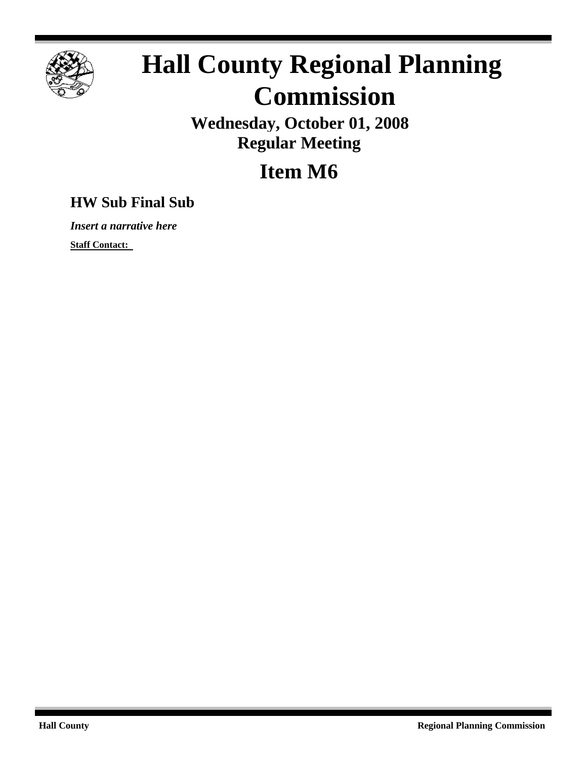# Hall County Regional Planning Commission

**Wednesday, October 01, 2008**
**Regular Meeting**

## Item M6

### HW Sub Final Sub

***Insert a narrative here***

**Staff Contact:**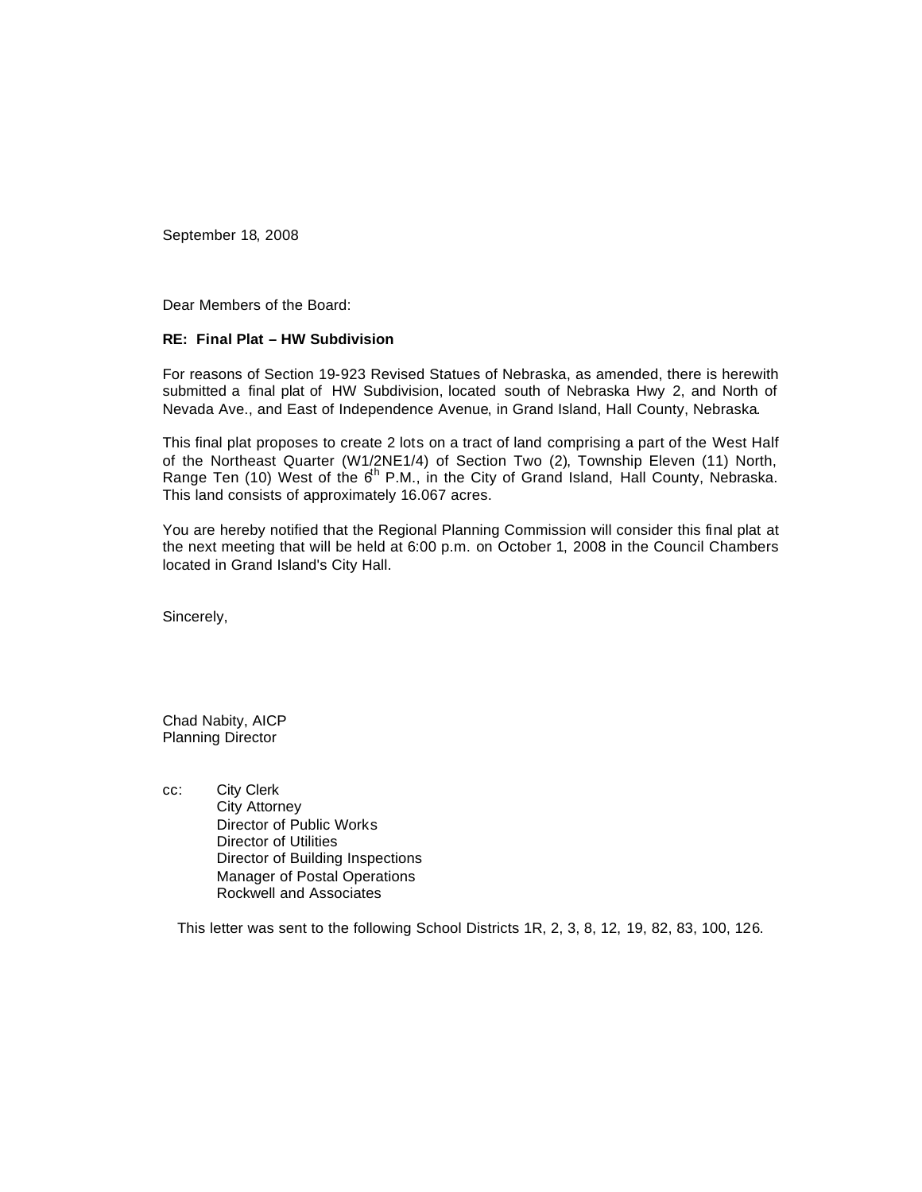September 18, 2008

Dear Members of the Board:

**RE: Final Plat – HW Subdivision**

For reasons of Section 19-923 Revised Statues of Nebraska, as amended, there is herewith submitted a final plat of HW Subdivision, located south of Nebraska Hwy 2, and North of Nevada Ave., and East of Independence Avenue, in Grand Island, Hall County, Nebraska.

This final plat proposes to create 2 lots on a tract of land comprising a part of the West Half of the Northeast Quarter (W1/2NE1/4) of Section Two (2), Township Eleven (11) North, Range Ten (10) West of the 6th P.M., in the City of Grand Island, Hall County, Nebraska. This land consists of approximately 16.067 acres.

You are hereby notified that the Regional Planning Commission will consider this final plat at the next meeting that will be held at 6:00 p.m. on October 1, 2008 in the Council Chambers located in Grand Island's City Hall.

Sincerely,

Chad Nabity, AICP
Planning Director

cc: City Clerk
City Attorney
Director of Public Works
Director of Utilities
Director of Building Inspections
Manager of Postal Operations
Rockwell and Associates

This letter was sent to the following School Districts 1R, 2, 3, 8, 12, 19, 82, 83, 100, 126.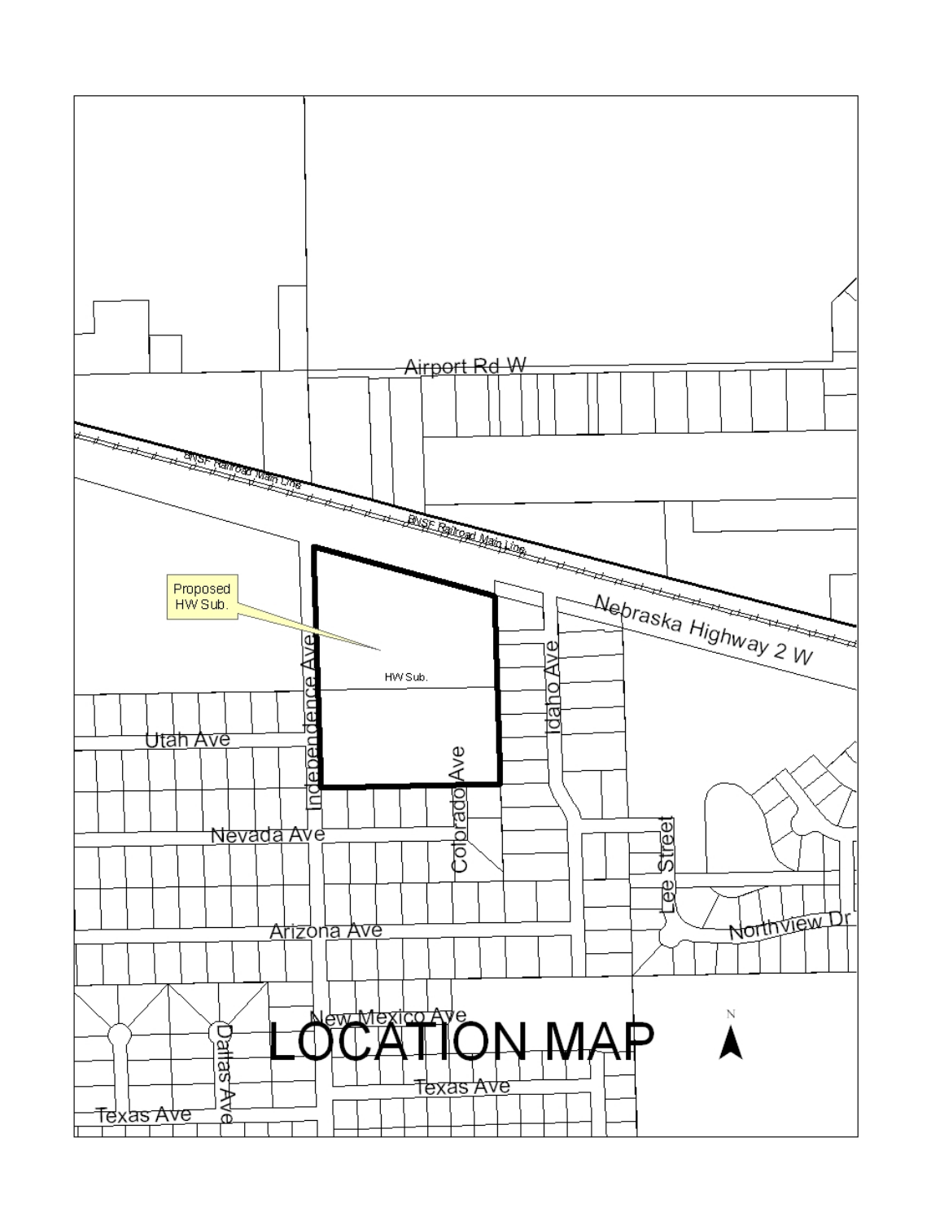# LOCATION MAP

Proposed HW Sub.

HW Sub.

Airport Rd W

BNSF Railroad Main Line

Nebraska Highway 2 W

Independence Ave

Idaho Ave

Utah Ave

Colorado Ave

Nevada Ave

Lee Street

Arizona Ave

Northview Dr

New Mexico Ave

Dallas Ave

Texas Ave

N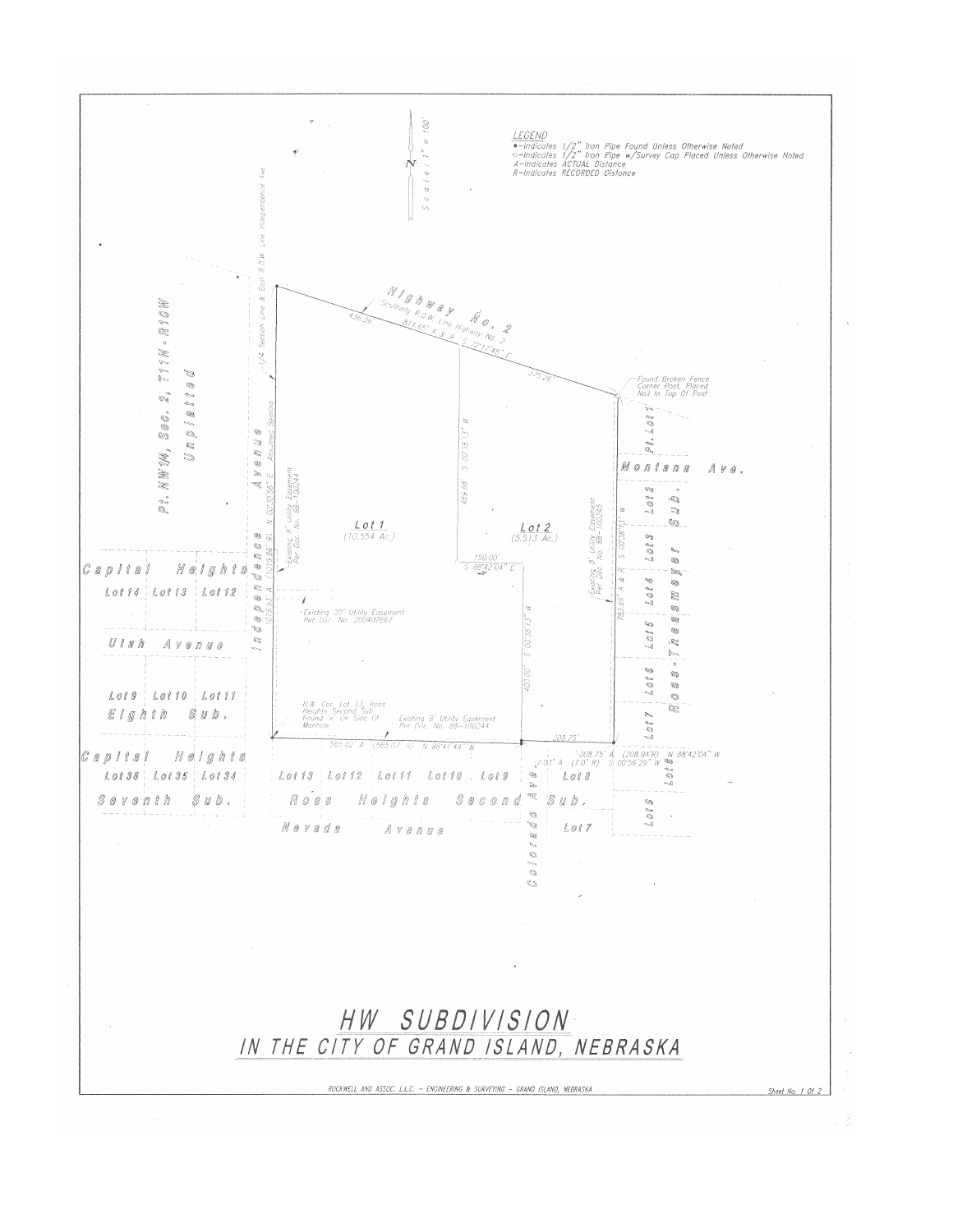N

Scale: 1" = 100'

LEGEND
●–Indicates 1/2" Iron Pipe Found Unless Otherwise Noted
○–Indicates 1/2" Iron Pipe w/Survey Cap Placed Unless Otherwise Noted
A–Indicates ACTUAL Distance
R–Indicates RECORDED Distance

1/4 Section Line & East R.O.W. Line Independence Ave.

Pt. NW1/4, Sec. 2, T11N-R10W
Unplatted

Highway No. 2
Southerly R.O.W. Line Highway No. 2
436.39
811.65' A & R S 72°12'48" E
375.26

Found Broken Fence Corner Post, Placed Nail In Top Of Post

Independence Avenue
N 00°10'56" E Assumed Bearing
1019.93' A (1019.86' R)
Existing 8' Utility Easement Per Doc. No. 88-100244

499.98' S 00°38'13" W

Lot 1
(10.554 Ac.)

Lot 2
(5.513 Ac.)

150.00'
S 88°42'04" E

400.00' S 00°38'13" W

Existing 8' Utility Easement Per Doc. No. 88-100245
783.69' A & R S 00°38'13" W

Existing 20' Utility Easement Per Doc. No. 200407667

N.W. Cor. Lot 13, Ross Heights Second Sub. Found "x" On Side Of Manhole

Existing 8' Utility Easement Per Doc. No. 88-100244

565.02' A (565.07' R) N 88°41'44" W

208.75'
208.75' A (208.94' R) N 88°42'04" W
7.00' A (7.0' R) S 00°56'29" W

Montana Ave.

Pt. Lot 1
Lot 2
Lot 3
Lot 4
Lot 5
Lot 6
Lot 7
Ross-Theasmeyer Sub.

Capital Heights
Lot 14 Lot 13 Lot 12

Utah Avenue

Lot 9 Lot 10 Lot 11
Eighth Sub.

Capital Heights
Lot 36 Lot 35 Lot 34
Seventh Sub.

Lot 13 Lot 12 Lot 11 Lot 10 Lot 9
Ross Heights Second Sub.
Lot 8
Lot 7
Lot 8
Lot 9

Nevada Avenue

Colorado Ave.

# HW SUBDIVISION

## IN THE CITY OF GRAND ISLAND, NEBRASKA

ROCKWELL AND ASSOC. L.L.C. – ENGINEERING & SURVEYING – GRAND ISLAND, NEBRASKA

Sheet No. 1 Of 2